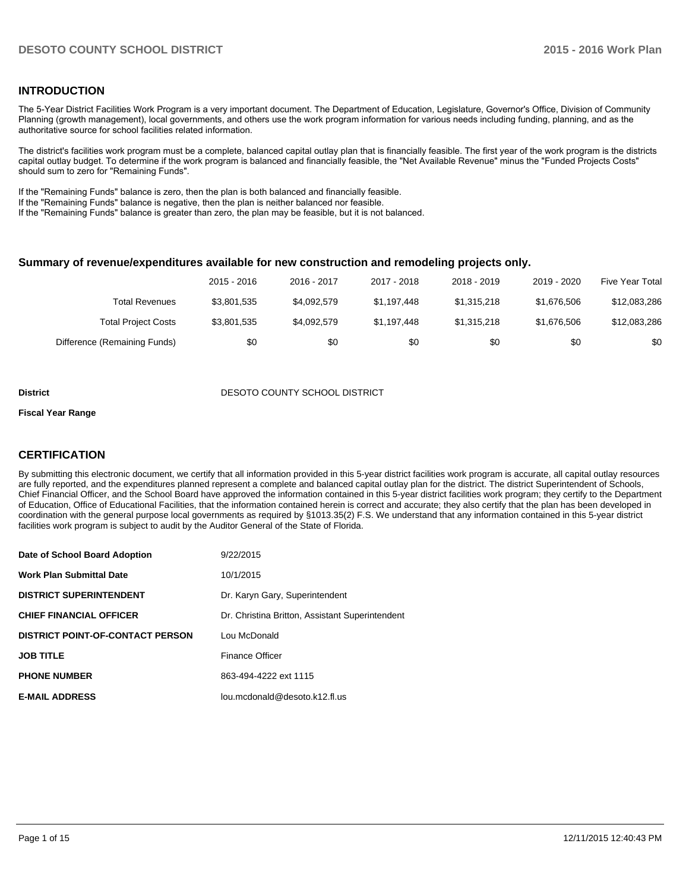## INTRODUCTION

The 5-Year District Facilities Work Program is a very important document. The Department of Education, Legislature, Governor's Office, Division of Community Planning (growth management), local governments, and others use the work program information for various needs including funding, planning, and as the authoritative source for school facilities related information.

The district's facilities work program must be a complete, balanced capital outlay plan that is financially feasible. The first year of the work program is the districts capital outlay budget. To determine if the work program is balanced and financially feasible, the "Net Available Revenue" minus the "Funded Projects Costs" should sum to zero for "Remaining Funds".

If the "Remaining Funds" balance is zero, then the plan is both balanced and financially feasible.
If the "Remaining Funds" balance is negative, then the plan is neither balanced nor feasible.
If the "Remaining Funds" balance is greater than zero, the plan may be feasible, but it is not balanced.

### Summary of revenue/expenditures available for new construction and remodeling projects only.

| | 2015 - 2016 | 2016 - 2017 | 2017 - 2018 | 2018 - 2019 | 2019 - 2020 | Five Year Total |
|---|---|---|---|---|---|---|
| Total Revenues | $3,801,535 | $4,092,579 | $1,197,448 | $1,315,218 | $1,676,506 | $12,083,286 |
| Total Project Costs | $3,801,535 | $4,092,579 | $1,197,448 | $1,315,218 | $1,676,506 | $12,083,286 |
| Difference (Remaining Funds) | $0 | $0 | $0 | $0 | $0 | $0 |

**District** DESOTO COUNTY SCHOOL DISTRICT

**Fiscal Year Range**

## CERTIFICATION

By submitting this electronic document, we certify that all information provided in this 5-year district facilities work program is accurate, all capital outlay resources are fully reported, and the expenditures planned represent a complete and balanced capital outlay plan for the district. The district Superintendent of Schools, Chief Financial Officer, and the School Board have approved the information contained in this 5-year district facilities work program; they certify to the Department of Education, Office of Educational Facilities, that the information contained herein is correct and accurate; they also certify that the plan has been developed in coordination with the general purpose local governments as required by §1013.35(2) F.S. We understand that any information contained in this 5-year district facilities work program is subject to audit by the Auditor General of the State of Florida.

| | |
|---|---|
| **Date of School Board Adoption** | 9/22/2015 |
| **Work Plan Submittal Date** | 10/1/2015 |
| **DISTRICT SUPERINTENDENT** | Dr. Karyn Gary, Superintendent |
| **CHIEF FINANCIAL OFFICER** | Dr. Christina Britton, Assistant Superintendent |
| **DISTRICT POINT-OF-CONTACT PERSON** | Lou McDonald |
| **JOB TITLE** | Finance Officer |
| **PHONE NUMBER** | 863-494-4222 ext 1115 |
| **E-MAIL ADDRESS** | lou.mcdonald@desoto.k12.fl.us |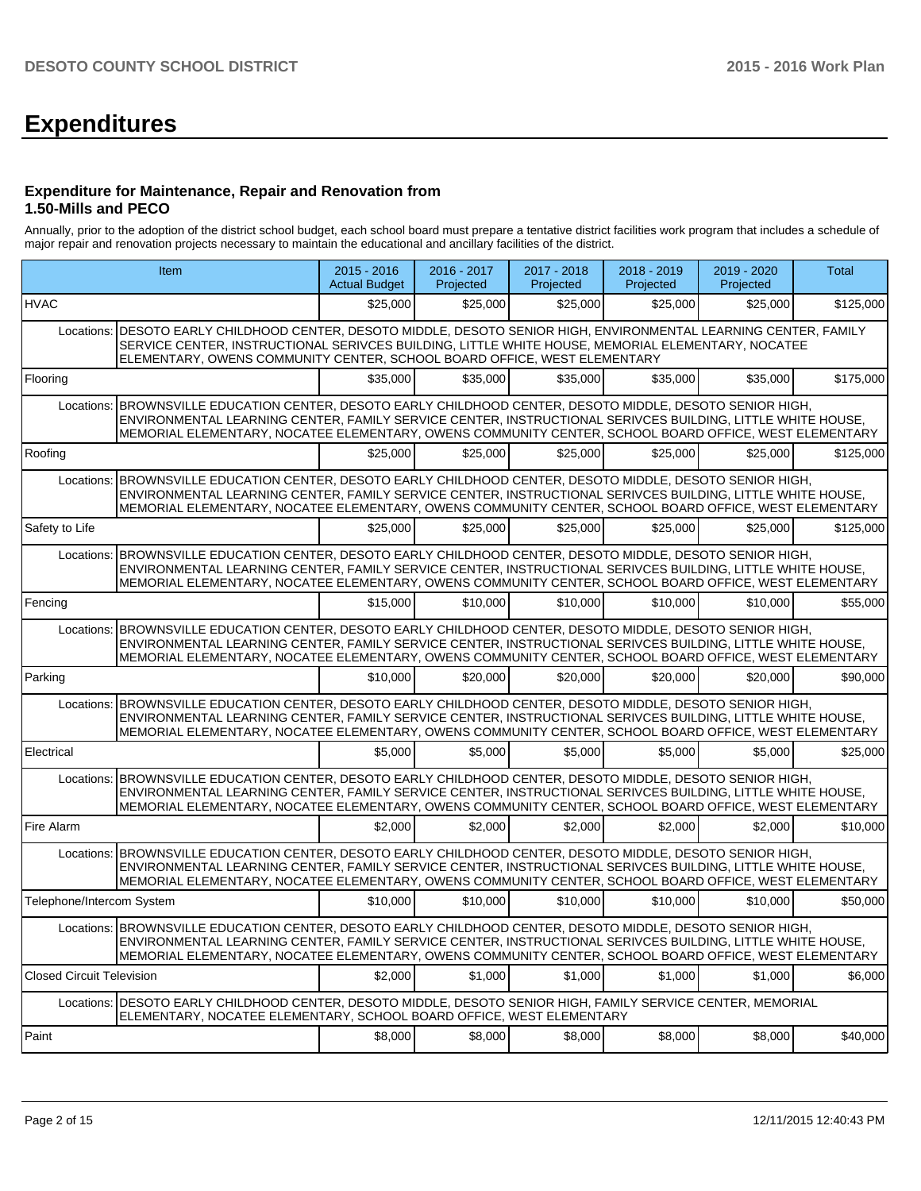# Expenditures

### Expenditure for Maintenance, Repair and Renovation from 1.50-Mills and PECO

Annually, prior to the adoption of the district school budget, each school board must prepare a tentative district facilities work program that includes a schedule of major repair and renovation projects necessary to maintain the educational and ancillary facilities of the district.

| Item | | 2015 - 2016 Actual Budget | 2016 - 2017 Projected | 2017 - 2018 Projected | 2018 - 2019 Projected | 2019 - 2020 Projected | Total |
|---|---|---|---|---|---|---|---|
| HVAC | | $25,000 | $25,000 | $25,000 | $25,000 | $25,000 | $125,000 |
| Locations: | DESOTO EARLY CHILDHOOD CENTER, DESOTO MIDDLE, DESOTO SENIOR HIGH, ENVIRONMENTAL LEARNING CENTER, FAMILY SERVICE CENTER, INSTRUCTIONAL SERIVCES BUILDING, LITTLE WHITE HOUSE, MEMORIAL ELEMENTARY, NOCATEE ELEMENTARY, OWENS COMMUNITY CENTER, SCHOOL BOARD OFFICE, WEST ELEMENTARY | | | | | | |
| Flooring | | $35,000 | $35,000 | $35,000 | $35,000 | $35,000 | $175,000 |
| Locations: | BROWNSVILLE EDUCATION CENTER, DESOTO EARLY CHILDHOOD CENTER, DESOTO MIDDLE, DESOTO SENIOR HIGH, ENVIRONMENTAL LEARNING CENTER, FAMILY SERVICE CENTER, INSTRUCTIONAL SERIVCES BUILDING, LITTLE WHITE HOUSE, MEMORIAL ELEMENTARY, NOCATEE ELEMENTARY, OWENS COMMUNITY CENTER, SCHOOL BOARD OFFICE, WEST ELEMENTARY | | | | | | |
| Roofing | | $25,000 | $25,000 | $25,000 | $25,000 | $25,000 | $125,000 |
| Locations: | BROWNSVILLE EDUCATION CENTER, DESOTO EARLY CHILDHOOD CENTER, DESOTO MIDDLE, DESOTO SENIOR HIGH, ENVIRONMENTAL LEARNING CENTER, FAMILY SERVICE CENTER, INSTRUCTIONAL SERIVCES BUILDING, LITTLE WHITE HOUSE, MEMORIAL ELEMENTARY, NOCATEE ELEMENTARY, OWENS COMMUNITY CENTER, SCHOOL BOARD OFFICE, WEST ELEMENTARY | | | | | | |
| Safety to Life | | $25,000 | $25,000 | $25,000 | $25,000 | $25,000 | $125,000 |
| Locations: | BROWNSVILLE EDUCATION CENTER, DESOTO EARLY CHILDHOOD CENTER, DESOTO MIDDLE, DESOTO SENIOR HIGH, ENVIRONMENTAL LEARNING CENTER, FAMILY SERVICE CENTER, INSTRUCTIONAL SERIVCES BUILDING, LITTLE WHITE HOUSE, MEMORIAL ELEMENTARY, NOCATEE ELEMENTARY, OWENS COMMUNITY CENTER, SCHOOL BOARD OFFICE, WEST ELEMENTARY | | | | | | |
| Fencing | | $15,000 | $10,000 | $10,000 | $10,000 | $10,000 | $55,000 |
| Locations: | BROWNSVILLE EDUCATION CENTER, DESOTO EARLY CHILDHOOD CENTER, DESOTO MIDDLE, DESOTO SENIOR HIGH, ENVIRONMENTAL LEARNING CENTER, FAMILY SERVICE CENTER, INSTRUCTIONAL SERIVCES BUILDING, LITTLE WHITE HOUSE, MEMORIAL ELEMENTARY, NOCATEE ELEMENTARY, OWENS COMMUNITY CENTER, SCHOOL BOARD OFFICE, WEST ELEMENTARY | | | | | | |
| Parking | | $10,000 | $20,000 | $20,000 | $20,000 | $20,000 | $90,000 |
| Locations: | BROWNSVILLE EDUCATION CENTER, DESOTO EARLY CHILDHOOD CENTER, DESOTO MIDDLE, DESOTO SENIOR HIGH, ENVIRONMENTAL LEARNING CENTER, FAMILY SERVICE CENTER, INSTRUCTIONAL SERIVCES BUILDING, LITTLE WHITE HOUSE, MEMORIAL ELEMENTARY, NOCATEE ELEMENTARY, OWENS COMMUNITY CENTER, SCHOOL BOARD OFFICE, WEST ELEMENTARY | | | | | | |
| Electrical | | $5,000 | $5,000 | $5,000 | $5,000 | $5,000 | $25,000 |
| Locations: | BROWNSVILLE EDUCATION CENTER, DESOTO EARLY CHILDHOOD CENTER, DESOTO MIDDLE, DESOTO SENIOR HIGH, ENVIRONMENTAL LEARNING CENTER, FAMILY SERVICE CENTER, INSTRUCTIONAL SERIVCES BUILDING, LITTLE WHITE HOUSE, MEMORIAL ELEMENTARY, NOCATEE ELEMENTARY, OWENS COMMUNITY CENTER, SCHOOL BOARD OFFICE, WEST ELEMENTARY | | | | | | |
| Fire Alarm | | $2,000 | $2,000 | $2,000 | $2,000 | $2,000 | $10,000 |
| Locations: | BROWNSVILLE EDUCATION CENTER, DESOTO EARLY CHILDHOOD CENTER, DESOTO MIDDLE, DESOTO SENIOR HIGH, ENVIRONMENTAL LEARNING CENTER, FAMILY SERVICE CENTER, INSTRUCTIONAL SERIVCES BUILDING, LITTLE WHITE HOUSE, MEMORIAL ELEMENTARY, NOCATEE ELEMENTARY, OWENS COMMUNITY CENTER, SCHOOL BOARD OFFICE, WEST ELEMENTARY | | | | | | |
| Telephone/Intercom System | | $10,000 | $10,000 | $10,000 | $10,000 | $10,000 | $50,000 |
| Locations: | BROWNSVILLE EDUCATION CENTER, DESOTO EARLY CHILDHOOD CENTER, DESOTO MIDDLE, DESOTO SENIOR HIGH, ENVIRONMENTAL LEARNING CENTER, FAMILY SERVICE CENTER, INSTRUCTIONAL SERIVCES BUILDING, LITTLE WHITE HOUSE, MEMORIAL ELEMENTARY, NOCATEE ELEMENTARY, OWENS COMMUNITY CENTER, SCHOOL BOARD OFFICE, WEST ELEMENTARY | | | | | | |
| Closed Circuit Television | | $2,000 | $1,000 | $1,000 | $1,000 | $1,000 | $6,000 |
| Locations: | DESOTO EARLY CHILDHOOD CENTER, DESOTO MIDDLE, DESOTO SENIOR HIGH, FAMILY SERVICE CENTER, MEMORIAL ELEMENTARY, NOCATEE ELEMENTARY, SCHOOL BOARD OFFICE, WEST ELEMENTARY | | | | | | |
| Paint | | $8,000 | $8,000 | $8,000 | $8,000 | $8,000 | $40,000 |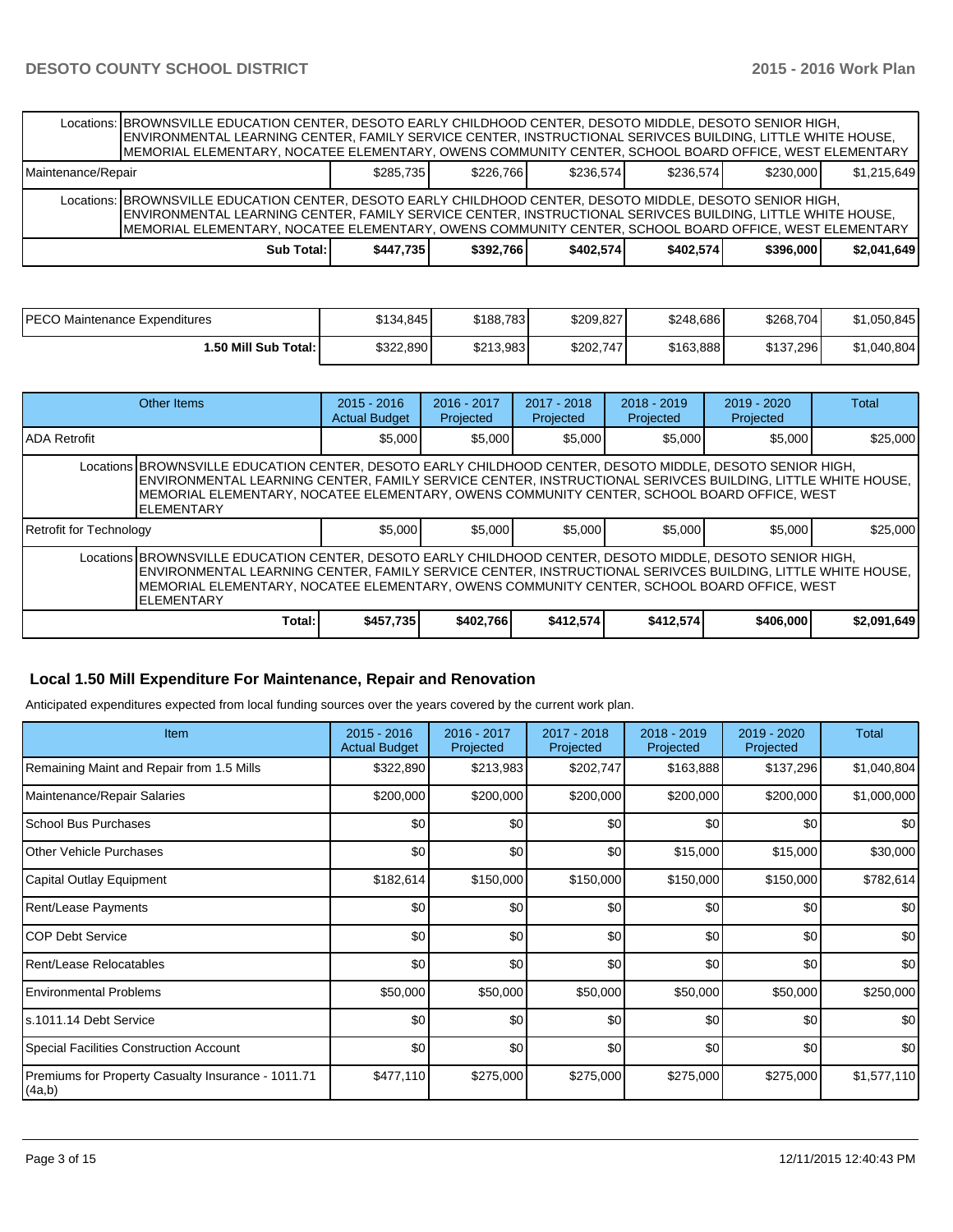| | | | | | | |
|---|---|---|---|---|---|---|
| Locations: | BROWNSVILLE EDUCATION CENTER, DESOTO EARLY CHILDHOOD CENTER, DESOTO MIDDLE, DESOTO SENIOR HIGH, ENVIRONMENTAL LEARNING CENTER, FAMILY SERVICE CENTER, INSTRUCTIONAL SERIVCES BUILDING, LITTLE WHITE HOUSE, MEMORIAL ELEMENTARY, NOCATEE ELEMENTARY, OWENS COMMUNITY CENTER, SCHOOL BOARD OFFICE, WEST ELEMENTARY | | | | | |
| Maintenance/Repair | $285,735 | $226,766 | $236,574 | $236,574 | $230,000 | $1,215,649 |
| Locations: | BROWNSVILLE EDUCATION CENTER, DESOTO EARLY CHILDHOOD CENTER, DESOTO MIDDLE, DESOTO SENIOR HIGH, ENVIRONMENTAL LEARNING CENTER, FAMILY SERVICE CENTER, INSTRUCTIONAL SERIVCES BUILDING, LITTLE WHITE HOUSE, MEMORIAL ELEMENTARY, NOCATEE ELEMENTARY, OWENS COMMUNITY CENTER, SCHOOL BOARD OFFICE, WEST ELEMENTARY | | | | | |
| **Sub Total:** | **$447,735** | **$392,766** | **$402,574** | **$402,574** | **$396,000** | **$2,041,649** |

| | | | | | | |
|---|---|---|---|---|---|---|
| PECO Maintenance Expenditures | $134,845 | $188,783 | $209,827 | $248,686 | $268,704 | $1,050,845 |
| **1.50 Mill Sub Total:** | $322,890 | $213,983 | $202,747 | $163,888 | $137,296 | $1,040,804 |

| Other Items | 2015 - 2016 Actual Budget | 2016 - 2017 Projected | 2017 - 2018 Projected | 2018 - 2019 Projected | 2019 - 2020 Projected | Total |
|---|---|---|---|---|---|---|
| ADA Retrofit | $5,000 | $5,000 | $5,000 | $5,000 | $5,000 | $25,000 |
| Locations | BROWNSVILLE EDUCATION CENTER, DESOTO EARLY CHILDHOOD CENTER, DESOTO MIDDLE, DESOTO SENIOR HIGH, ENVIRONMENTAL LEARNING CENTER, FAMILY SERVICE CENTER, INSTRUCTIONAL SERIVCES BUILDING, LITTLE WHITE HOUSE, MEMORIAL ELEMENTARY, NOCATEE ELEMENTARY, OWENS COMMUNITY CENTER, SCHOOL BOARD OFFICE, WEST ELEMENTARY | | | | | |
| Retrofit for Technology | $5,000 | $5,000 | $5,000 | $5,000 | $5,000 | $25,000 |
| Locations | BROWNSVILLE EDUCATION CENTER, DESOTO EARLY CHILDHOOD CENTER, DESOTO MIDDLE, DESOTO SENIOR HIGH, ENVIRONMENTAL LEARNING CENTER, FAMILY SERVICE CENTER, INSTRUCTIONAL SERIVCES BUILDING, LITTLE WHITE HOUSE, MEMORIAL ELEMENTARY, NOCATEE ELEMENTARY, OWENS COMMUNITY CENTER, SCHOOL BOARD OFFICE, WEST ELEMENTARY | | | | | |
| **Total:** | **$457,735** | **$402,766** | **$412,574** | **$412,574** | **$406,000** | **$2,091,649** |

## Local 1.50 Mill Expenditure For Maintenance, Repair and Renovation

Anticipated expenditures expected from local funding sources over the years covered by the current work plan.

| Item | 2015 - 2016 Actual Budget | 2016 - 2017 Projected | 2017 - 2018 Projected | 2018 - 2019 Projected | 2019 - 2020 Projected | Total |
|---|---|---|---|---|---|---|
| Remaining Maint and Repair from 1.5 Mills | $322,890 | $213,983 | $202,747 | $163,888 | $137,296 | $1,040,804 |
| Maintenance/Repair Salaries | $200,000 | $200,000 | $200,000 | $200,000 | $200,000 | $1,000,000 |
| School Bus Purchases | $0 | $0 | $0 | $0 | $0 | $0 |
| Other Vehicle Purchases | $0 | $0 | $0 | $15,000 | $15,000 | $30,000 |
| Capital Outlay Equipment | $182,614 | $150,000 | $150,000 | $150,000 | $150,000 | $782,614 |
| Rent/Lease Payments | $0 | $0 | $0 | $0 | $0 | $0 |
| COP Debt Service | $0 | $0 | $0 | $0 | $0 | $0 |
| Rent/Lease Relocatables | $0 | $0 | $0 | $0 | $0 | $0 |
| Environmental Problems | $50,000 | $50,000 | $50,000 | $50,000 | $50,000 | $250,000 |
| s.1011.14 Debt Service | $0 | $0 | $0 | $0 | $0 | $0 |
| Special Facilities Construction Account | $0 | $0 | $0 | $0 | $0 | $0 |
| Premiums for Property Casualty Insurance - 1011.71 (4a,b) | $477,110 | $275,000 | $275,000 | $275,000 | $275,000 | $1,577,110 |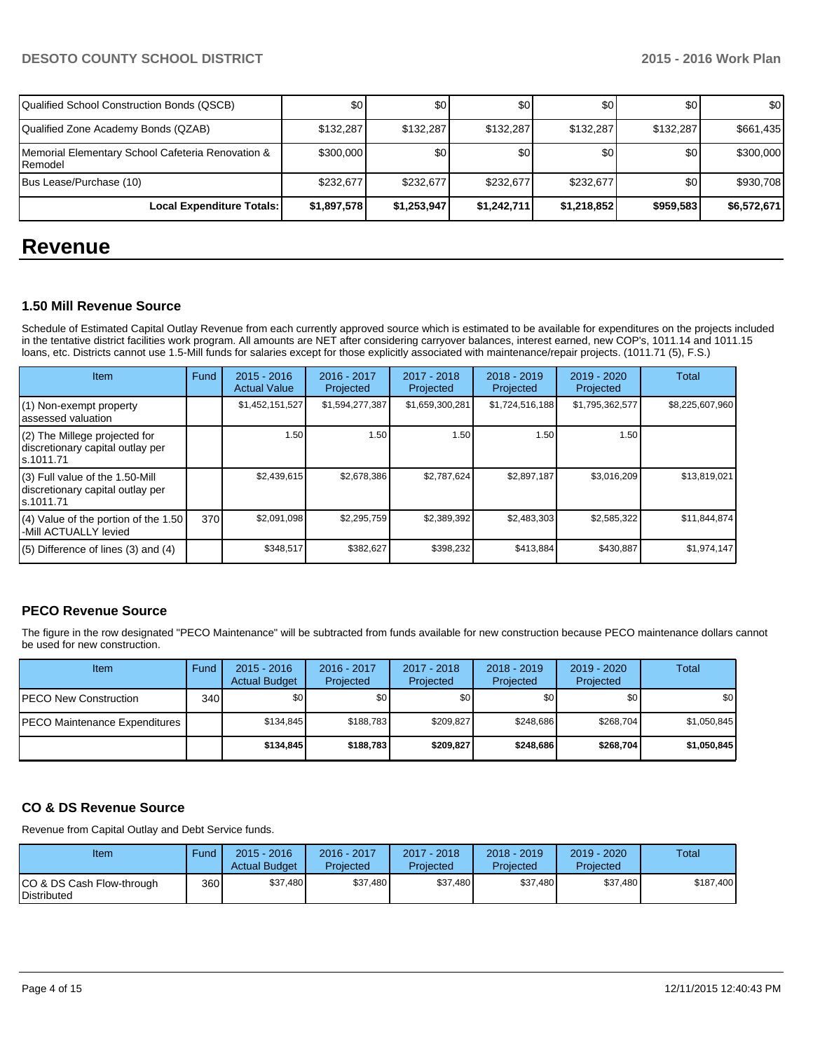| Qualified School Construction Bonds (QSCB) | $0 | $0 | $0 | $0 | $0 | $0 |
|---|---|---|---|---|---|---|
| Qualified Zone Academy Bonds (QZAB) | $132,287 | $132,287 | $132,287 | $132,287 | $132,287 | $661,435 |
| Memorial Elementary School Cafeteria Renovation & Remodel | $300,000 | $0 | $0 | $0 | $0 | $300,000 |
| Bus Lease/Purchase (10) | $232,677 | $232,677 | $232,677 | $232,677 | $0 | $930,708 |
| **Local Expenditure Totals:** | **$1,897,578** | **$1,253,947** | **$1,242,711** | **$1,218,852** | **$959,583** | **$6,572,671** |

# Revenue

### 1.50 Mill Revenue Source

Schedule of Estimated Capital Outlay Revenue from each currently approved source which is estimated to be available for expenditures on the projects included in the tentative district facilities work program. All amounts are NET after considering carryover balances, interest earned, new COP's, 1011.14 and 1011.15 loans, etc. Districts cannot use 1.5-Mill funds for salaries except for those explicitly associated with maintenance/repair projects. (1011.71 (5), F.S.)

| Item | Fund | 2015 - 2016 Actual Value | 2016 - 2017 Projected | 2017 - 2018 Projected | 2018 - 2019 Projected | 2019 - 2020 Projected | Total |
|---|---|---|---|---|---|---|---|
| (1) Non-exempt property assessed valuation | | $1,452,151,527 | $1,594,277,387 | $1,659,300,281 | $1,724,516,188 | $1,795,362,577 | $8,225,607,960 |
| (2) The Millege projected for discretionary capital outlay per s.1011.71 | | 1.50 | 1.50 | 1.50 | 1.50 | 1.50 | |
| (3) Full value of the 1.50-Mill discretionary capital outlay per s.1011.71 | | $2,439,615 | $2,678,386 | $2,787,624 | $2,897,187 | $3,016,209 | $13,819,021 |
| (4) Value of the portion of the 1.50 -Mill ACTUALLY levied | 370 | $2,091,098 | $2,295,759 | $2,389,392 | $2,483,303 | $2,585,322 | $11,844,874 |
| (5) Difference of lines (3) and (4) | | $348,517 | $382,627 | $398,232 | $413,884 | $430,887 | $1,974,147 |

### PECO Revenue Source

The figure in the row designated "PECO Maintenance" will be subtracted from funds available for new construction because PECO maintenance dollars cannot be used for new construction.

| Item | Fund | 2015 - 2016 Actual Budget | 2016 - 2017 Projected | 2017 - 2018 Projected | 2018 - 2019 Projected | 2019 - 2020 Projected | Total |
|---|---|---|---|---|---|---|---|
| PECO New Construction | 340 | $0 | $0 | $0 | $0 | $0 | $0 |
| PECO Maintenance Expenditures | | $134,845 | $188,783 | $209,827 | $248,686 | $268,704 | $1,050,845 |
| | | **$134,845** | **$188,783** | **$209,827** | **$248,686** | **$268,704** | **$1,050,845** |

### CO & DS Revenue Source

Revenue from Capital Outlay and Debt Service funds.

| Item | Fund | 2015 - 2016 Actual Budget | 2016 - 2017 Projected | 2017 - 2018 Projected | 2018 - 2019 Projected | 2019 - 2020 Projected | Total |
|---|---|---|---|---|---|---|---|
| CO & DS Cash Flow-through Distributed | 360 | $37,480 | $37,480 | $37,480 | $37,480 | $37,480 | $187,400 |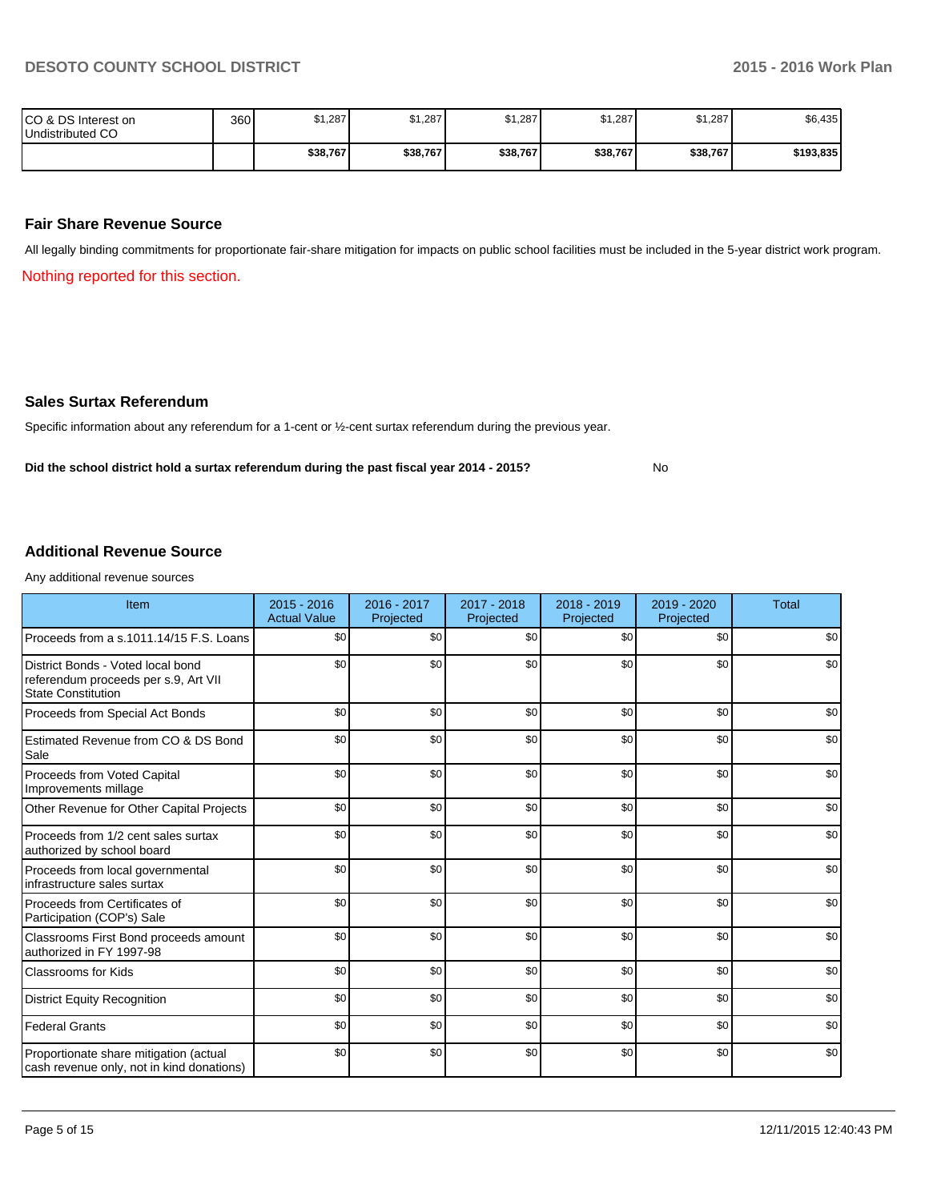| | | | | | | | |
|---|---|---|---|---|---|---|---|
| CO & DS Interest on Undistributed CO | 360 | $1,287 | $1,287 | $1,287 | $1,287 | $1,287 | $6,435 |
| | | **$38,767** | **$38,767** | **$38,767** | **$38,767** | **$38,767** | **$193,835** |

### Fair Share Revenue Source

All legally binding commitments for proportionate fair-share mitigation for impacts on public school facilities must be included in the 5-year district work program.

Nothing reported for this section.

### Sales Surtax Referendum

Specific information about any referendum for a 1-cent or ½-cent surtax referendum during the previous year.

**Did the school district hold a surtax referendum during the past fiscal year 2014 - 2015?** No

### Additional Revenue Source

Any additional revenue sources

| Item | 2015 - 2016 Actual Value | 2016 - 2017 Projected | 2017 - 2018 Projected | 2018 - 2019 Projected | 2019 - 2020 Projected | Total |
|---|---|---|---|---|---|---|
| Proceeds from a s.1011.14/15 F.S. Loans | $0 | $0 | $0 | $0 | $0 | $0 |
| District Bonds - Voted local bond referendum proceeds per s.9, Art VII State Constitution | $0 | $0 | $0 | $0 | $0 | $0 |
| Proceeds from Special Act Bonds | $0 | $0 | $0 | $0 | $0 | $0 |
| Estimated Revenue from CO & DS Bond Sale | $0 | $0 | $0 | $0 | $0 | $0 |
| Proceeds from Voted Capital Improvements millage | $0 | $0 | $0 | $0 | $0 | $0 |
| Other Revenue for Other Capital Projects | $0 | $0 | $0 | $0 | $0 | $0 |
| Proceeds from 1/2 cent sales surtax authorized by school board | $0 | $0 | $0 | $0 | $0 | $0 |
| Proceeds from local governmental infrastructure sales surtax | $0 | $0 | $0 | $0 | $0 | $0 |
| Proceeds from Certificates of Participation (COP's) Sale | $0 | $0 | $0 | $0 | $0 | $0 |
| Classrooms First Bond proceeds amount authorized in FY 1997-98 | $0 | $0 | $0 | $0 | $0 | $0 |
| Classrooms for Kids | $0 | $0 | $0 | $0 | $0 | $0 |
| District Equity Recognition | $0 | $0 | $0 | $0 | $0 | $0 |
| Federal Grants | $0 | $0 | $0 | $0 | $0 | $0 |
| Proportionate share mitigation (actual cash revenue only, not in kind donations) | $0 | $0 | $0 | $0 | $0 | $0 |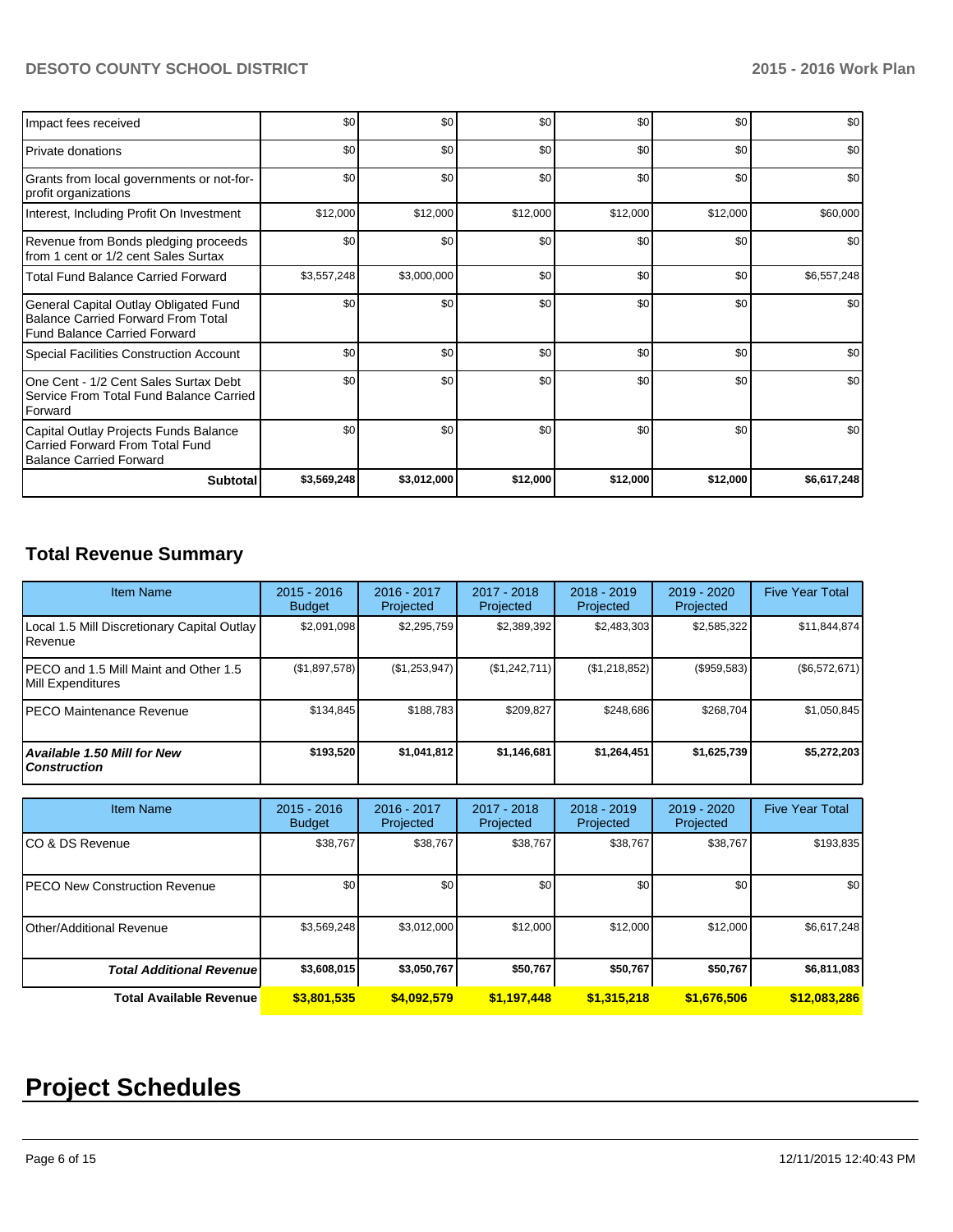| | | | | | | |
|---|---|---|---|---|---|---|
| Impact fees received | $0 | $0 | $0 | $0 | $0 | $0 |
| Private donations | $0 | $0 | $0 | $0 | $0 | $0 |
| Grants from local governments or not-for-profit organizations | $0 | $0 | $0 | $0 | $0 | $0 |
| Interest, Including Profit On Investment | $12,000 | $12,000 | $12,000 | $12,000 | $12,000 | $60,000 |
| Revenue from Bonds pledging proceeds from 1 cent or 1/2 cent Sales Surtax | $0 | $0 | $0 | $0 | $0 | $0 |
| Total Fund Balance Carried Forward | $3,557,248 | $3,000,000 | $0 | $0 | $0 | $6,557,248 |
| General Capital Outlay Obligated Fund Balance Carried Forward From Total Fund Balance Carried Forward | $0 | $0 | $0 | $0 | $0 | $0 |
| Special Facilities Construction Account | $0 | $0 | $0 | $0 | $0 | $0 |
| One Cent - 1/2 Cent Sales Surtax Debt Service From Total Fund Balance Carried Forward | $0 | $0 | $0 | $0 | $0 | $0 |
| Capital Outlay Projects Funds Balance Carried Forward From Total Fund Balance Carried Forward | $0 | $0 | $0 | $0 | $0 | $0 |
| **Subtotal** | **$3,569,248** | **$3,012,000** | **$12,000** | **$12,000** | **$12,000** | **$6,617,248** |

## Total Revenue Summary

| Item Name | 2015 - 2016 Budget | 2016 - 2017 Projected | 2017 - 2018 Projected | 2018 - 2019 Projected | 2019 - 2020 Projected | Five Year Total |
|---|---|---|---|---|---|---|
| Local 1.5 Mill Discretionary Capital Outlay Revenue | $2,091,098 | $2,295,759 | $2,389,392 | $2,483,303 | $2,585,322 | $11,844,874 |
| PECO and 1.5 Mill Maint and Other 1.5 Mill Expenditures | ($1,897,578) | ($1,253,947) | ($1,242,711) | ($1,218,852) | ($959,583) | ($6,572,671) |
| PECO Maintenance Revenue | $134,845 | $188,783 | $209,827 | $248,686 | $268,704 | $1,050,845 |
| ***Available 1.50 Mill for New Construction*** | **$193,520** | **$1,041,812** | **$1,146,681** | **$1,264,451** | **$1,625,739** | **$5,272,203** |

| Item Name | 2015 - 2016 Budget | 2016 - 2017 Projected | 2017 - 2018 Projected | 2018 - 2019 Projected | 2019 - 2020 Projected | Five Year Total |
|---|---|---|---|---|---|---|
| CO & DS Revenue | $38,767 | $38,767 | $38,767 | $38,767 | $38,767 | $193,835 |
| PECO New Construction Revenue | $0 | $0 | $0 | $0 | $0 | $0 |
| Other/Additional Revenue | $3,569,248 | $3,012,000 | $12,000 | $12,000 | $12,000 | $6,617,248 |
| ***Total Additional Revenue*** | **$3,608,015** | **$3,050,767** | **$50,767** | **$50,767** | **$50,767** | **$6,811,083** |
| **Total Available Revenue** | **$3,801,535** | **$4,092,579** | **$1,197,448** | **$1,315,218** | **$1,676,506** | **$12,083,286** |

# Project Schedules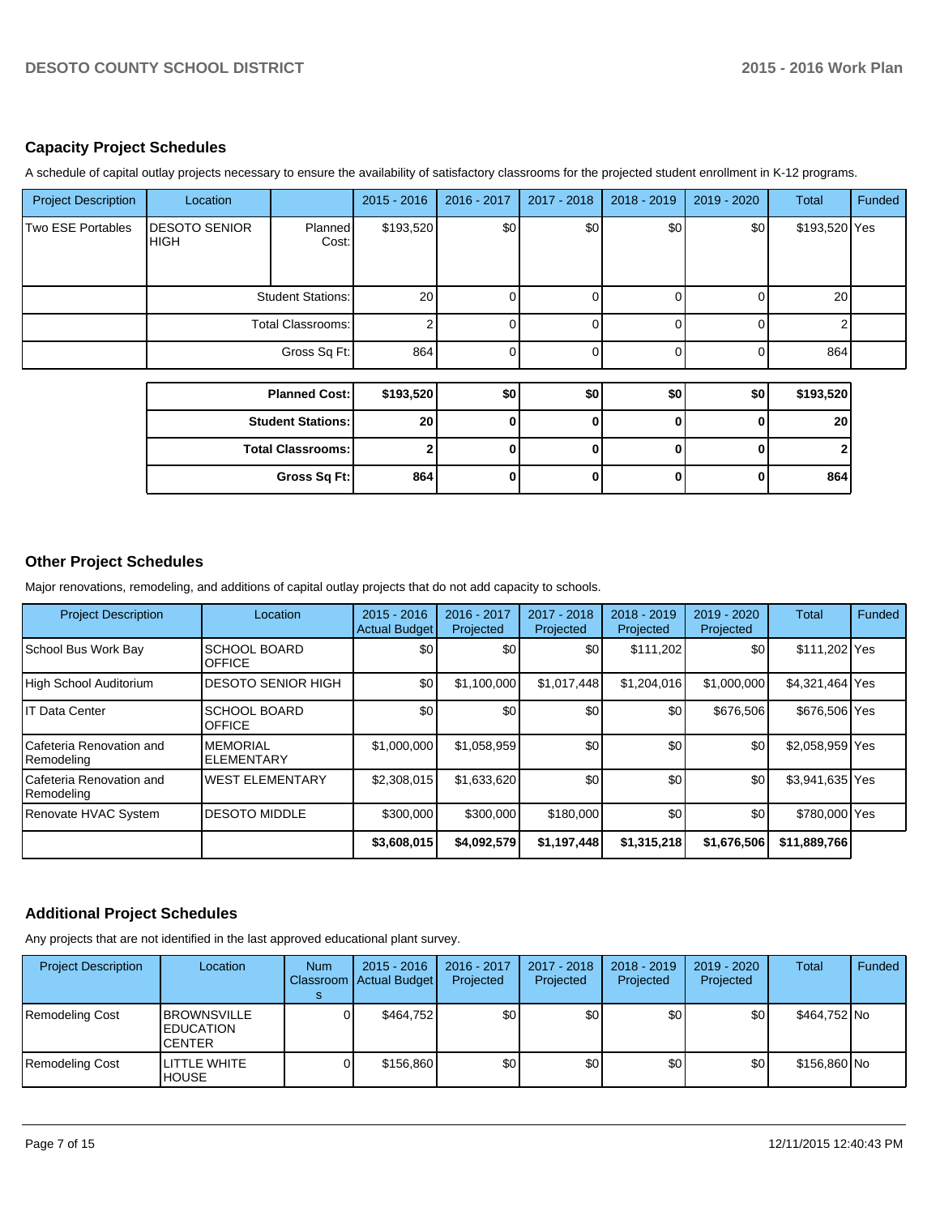## Capacity Project Schedules

A schedule of capital outlay projects necessary to ensure the availability of satisfactory classrooms for the projected student enrollment in K-12 programs.

| Project Description | Location | | 2015 - 2016 | 2016 - 2017 | 2017 - 2018 | 2018 - 2019 | 2019 - 2020 | Total | Funded |
|---|---|---|---|---|---|---|---|---|---|
| Two ESE Portables | DESOTO SENIOR HIGH | Planned Cost: | $193,520 | $0 | $0 | $0 | $0 | $193,520 | Yes |
| | | Student Stations: | 20 | 0 | 0 | 0 | 0 | 20 | |
| | | Total Classrooms: | 2 | 0 | 0 | 0 | 0 | 2 | |
| | | Gross Sq Ft: | 864 | 0 | 0 | 0 | 0 | 864 | |

| | 2015 - 2016 | 2016 - 2017 | 2017 - 2018 | 2018 - 2019 | 2019 - 2020 | Total |
|---|---|---|---|---|---|---|
| **Planned Cost:** | **$193,520** | **$0** | **$0** | **$0** | **$0** | **$193,520** |
| **Student Stations:** | **20** | **0** | **0** | **0** | **0** | **20** |
| **Total Classrooms:** | **2** | **0** | **0** | **0** | **0** | **2** |
| **Gross Sq Ft:** | **864** | **0** | **0** | **0** | **0** | **864** |

## Other Project Schedules

Major renovations, remodeling, and additions of capital outlay projects that do not add capacity to schools.

| Project Description | Location | 2015 - 2016 Actual Budget | 2016 - 2017 Projected | 2017 - 2018 Projected | 2018 - 2019 Projected | 2019 - 2020 Projected | Total | Funded |
|---|---|---|---|---|---|---|---|---|
| School Bus Work Bay | SCHOOL BOARD OFFICE | $0 | $0 | $0 | $111,202 | $0 | $111,202 | Yes |
| High School Auditorium | DESOTO SENIOR HIGH | $0 | $1,100,000 | $1,017,448 | $1,204,016 | $1,000,000 | $4,321,464 | Yes |
| IT Data Center | SCHOOL BOARD OFFICE | $0 | $0 | $0 | $0 | $676,506 | $676,506 | Yes |
| Cafeteria Renovation and Remodeling | MEMORIAL ELEMENTARY | $1,000,000 | $1,058,959 | $0 | $0 | $0 | $2,058,959 | Yes |
| Cafeteria Renovation and Remodeling | WEST ELEMENTARY | $2,308,015 | $1,633,620 | $0 | $0 | $0 | $3,941,635 | Yes |
| Renovate HVAC System | DESOTO MIDDLE | $300,000 | $300,000 | $180,000 | $0 | $0 | $780,000 | Yes |
| | | **$3,608,015** | **$4,092,579** | **$1,197,448** | **$1,315,218** | **$1,676,506** | **$11,889,766** | |

## Additional Project Schedules

Any projects that are not identified in the last approved educational plant survey.

| Project Description | Location | Num Classrooms | 2015 - 2016 Actual Budget | 2016 - 2017 Projected | 2017 - 2018 Projected | 2018 - 2019 Projected | 2019 - 2020 Projected | Total | Funded |
|---|---|---|---|---|---|---|---|---|---|
| Remodeling Cost | BROWNSVILLE EDUCATION CENTER | 0 | $464,752 | $0 | $0 | $0 | $0 | $464,752 | No |
| Remodeling Cost | LITTLE WHITE HOUSE | 0 | $156,860 | $0 | $0 | $0 | $0 | $156,860 | No |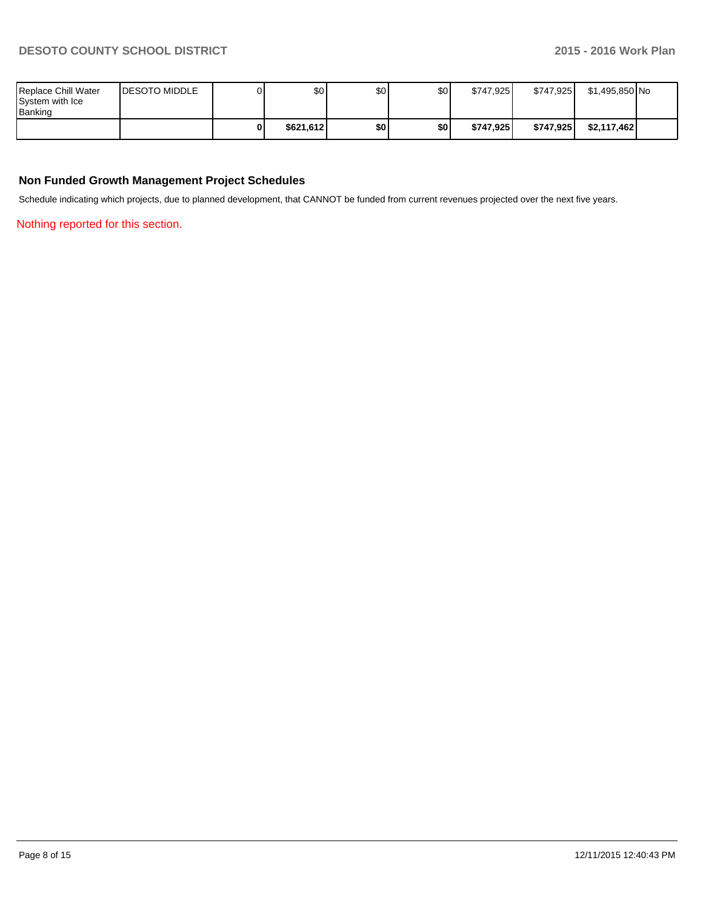| | | | | | | | | | |
|---|---|---|---|---|---|---|---|---|---|
| Replace Chill Water System with Ice Banking | DESOTO MIDDLE | 0 | $0 | $0 | $0 | $747,925 | $747,925 | $1,495,850 | No |
| | | **0** | **$621,612** | **$0** | **$0** | **$747,925** | **$747,925** | **$2,117,462** | |

## Non Funded Growth Management Project Schedules

Schedule indicating which projects, due to planned development, that CANNOT be funded from current revenues projected over the next five years.

Nothing reported for this section.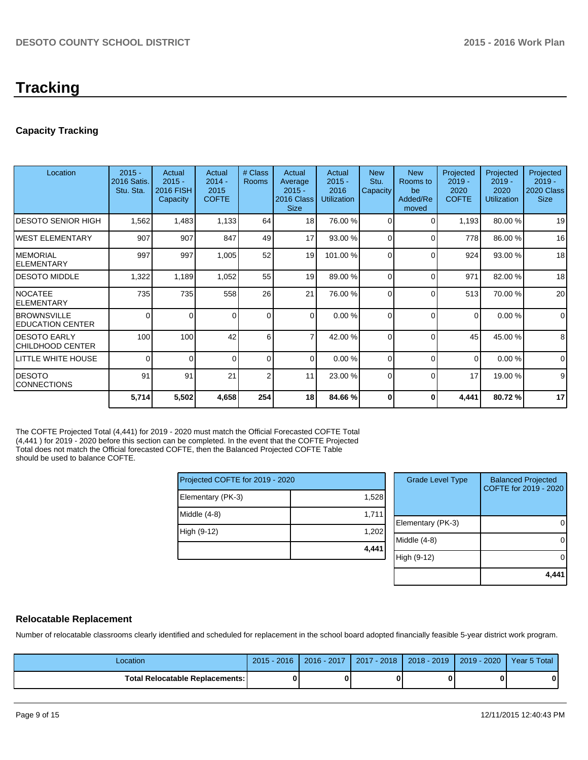# Tracking

## Capacity Tracking

| Location | 2015 - 2016 Satis. Stu. Sta. | Actual 2015 - 2016 FISH Capacity | Actual 2014 - 2015 COFTE | # Class Rooms | Actual Average 2015 - 2016 Class Size | Actual 2015 - 2016 Utilization | New Stu. Capacity | New Rooms to be Added/Removed | Projected 2019 - 2020 COFTE | Projected 2019 - 2020 Utilization | Projected 2019 - 2020 Class Size |
|---|---|---|---|---|---|---|---|---|---|---|---|
| DESOTO SENIOR HIGH | 1,562 | 1,483 | 1,133 | 64 | 18 | 76.00 % | 0 | 0 | 1,193 | 80.00 % | 19 |
| WEST ELEMENTARY | 907 | 907 | 847 | 49 | 17 | 93.00 % | 0 | 0 | 778 | 86.00 % | 16 |
| MEMORIAL ELEMENTARY | 997 | 997 | 1,005 | 52 | 19 | 101.00 % | 0 | 0 | 924 | 93.00 % | 18 |
| DESOTO MIDDLE | 1,322 | 1,189 | 1,052 | 55 | 19 | 89.00 % | 0 | 0 | 971 | 82.00 % | 18 |
| NOCATEE ELEMENTARY | 735 | 735 | 558 | 26 | 21 | 76.00 % | 0 | 0 | 513 | 70.00 % | 20 |
| BROWNSVILLE EDUCATION CENTER | 0 | 0 | 0 | 0 | 0 | 0.00 % | 0 | 0 | 0 | 0.00 % | 0 |
| DESOTO EARLY CHILDHOOD CENTER | 100 | 100 | 42 | 6 | 7 | 42.00 % | 0 | 0 | 45 | 45.00 % | 8 |
| LITTLE WHITE HOUSE | 0 | 0 | 0 | 0 | 0 | 0.00 % | 0 | 0 | 0 | 0.00 % | 0 |
| DESOTO CONNECTIONS | 91 | 91 | 21 | 2 | 11 | 23.00 % | 0 | 0 | 17 | 19.00 % | 9 |
| | **5,714** | **5,502** | **4,658** | **254** | **18** | **84.66 %** | **0** | **0** | **4,441** | **80.72 %** | **17** |

The COFTE Projected Total (4,441) for 2019 - 2020 must match the Official Forecasted COFTE Total (4,441 ) for 2019 - 2020 before this section can be completed. In the event that the COFTE Projected Total does not match the Official forecasted COFTE, then the Balanced Projected COFTE Table should be used to balance COFTE.

| Projected COFTE for 2019 - 2020 | |
|---|---|
| Elementary (PK-3) | 1,528 |
| Middle (4-8) | 1,711 |
| High (9-12) | 1,202 |
| | **4,441** |

| Grade Level Type | Balanced Projected COFTE for 2019 - 2020 |
|---|---|
| Elementary (PK-3) | 0 |
| Middle (4-8) | 0 |
| High (9-12) | 0 |
| | **4,441** |

## Relocatable Replacement

Number of relocatable classrooms clearly identified and scheduled for replacement in the school board adopted financially feasible 5-year district work program.

| Location | 2015 - 2016 | 2016 - 2017 | 2017 - 2018 | 2018 - 2019 | 2019 - 2020 | Year 5 Total |
|---|---|---|---|---|---|---|
| **Total Relocatable Replacements:** | **0** | **0** | **0** | **0** | **0** | **0** |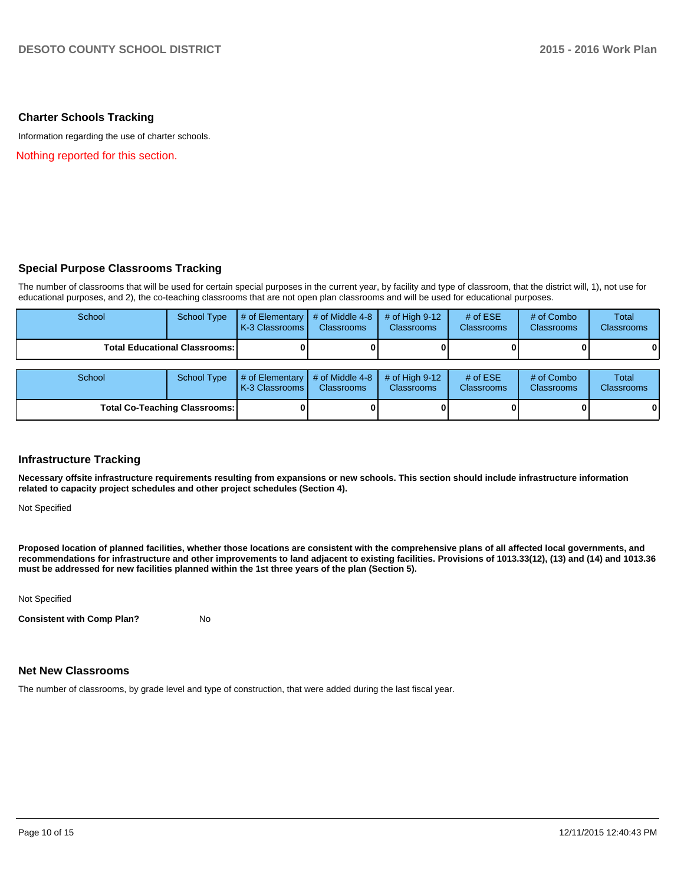## Charter Schools Tracking

Information regarding the use of charter schools.

Nothing reported for this section.

## Special Purpose Classrooms Tracking

The number of classrooms that will be used for certain special purposes in the current year, by facility and type of classroom, that the district will, 1), not use for educational purposes, and 2), the co-teaching classrooms that are not open plan classrooms and will be used for educational purposes.

| School | School Type | # of Elementary K-3 Classrooms | # of Middle 4-8 Classrooms | # of High 9-12 Classrooms | # of ESE Classrooms | # of Combo Classrooms | Total Classrooms |
|---|---|---|---|---|---|---|---|
| **Total Educational Classrooms:** | | **0** | **0** | **0** | **0** | **0** | **0** |

| School | School Type | # of Elementary K-3 Classrooms | # of Middle 4-8 Classrooms | # of High 9-12 Classrooms | # of ESE Classrooms | # of Combo Classrooms | Total Classrooms |
|---|---|---|---|---|---|---|---|
| **Total Co-Teaching Classrooms:** | | **0** | **0** | **0** | **0** | **0** | **0** |

## Infrastructure Tracking

**Necessary offsite infrastructure requirements resulting from expansions or new schools. This section should include infrastructure information related to capacity project schedules and other project schedules (Section 4).**

Not Specified

**Proposed location of planned facilities, whether those locations are consistent with the comprehensive plans of all affected local governments, and recommendations for infrastructure and other improvements to land adjacent to existing facilities. Provisions of 1013.33(12), (13) and (14) and 1013.36 must be addressed for new facilities planned within the 1st three years of the plan (Section 5).**

Not Specified

**Consistent with Comp Plan?** No

## Net New Classrooms

The number of classrooms, by grade level and type of construction, that were added during the last fiscal year.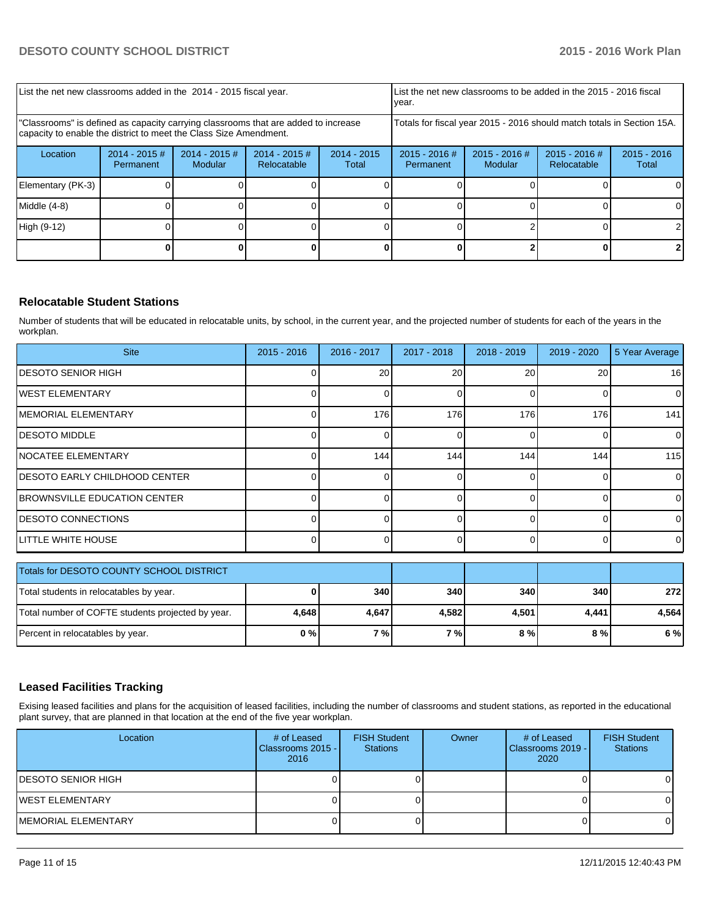| List the net new classrooms added in the 2014 - 2015 fiscal year. | | | | List the net new classrooms to be added in the 2015 - 2016 fiscal year. | | | |
|---|---|---|---|---|---|---|---|
| "Classrooms" is defined as capacity carrying classrooms that are added to increase capacity to enable the district to meet the Class Size Amendment. | | | | Totals for fiscal year 2015 - 2016 should match totals in Section 15A. | | | |
| Location | 2014 - 2015 # Permanent | 2014 - 2015 # Modular | 2014 - 2015 # Relocatable | 2014 - 2015 Total | 2015 - 2016 # Permanent | 2015 - 2016 # Modular | 2015 - 2016 # Relocatable | 2015 - 2016 Total |
| Elementary (PK-3) | 0 | 0 | 0 | 0 | 0 | 0 | 0 | 0 |
| Middle (4-8) | 0 | 0 | 0 | 0 | 0 | 0 | 0 | 0 |
| High (9-12) | 0 | 0 | 0 | 0 | 0 | 2 | 0 | 2 |
| | **0** | **0** | **0** | **0** | **0** | **2** | **0** | **2** |

## Relocatable Student Stations

Number of students that will be educated in relocatable units, by school, in the current year, and the projected number of students for each of the years in the workplan.

| Site | 2015 - 2016 | 2016 - 2017 | 2017 - 2018 | 2018 - 2019 | 2019 - 2020 | 5 Year Average |
|---|---|---|---|---|---|---|
| DESOTO SENIOR HIGH | 0 | 20 | 20 | 20 | 20 | 16 |
| WEST ELEMENTARY | 0 | 0 | 0 | 0 | 0 | 0 |
| MEMORIAL ELEMENTARY | 0 | 176 | 176 | 176 | 176 | 141 |
| DESOTO MIDDLE | 0 | 0 | 0 | 0 | 0 | 0 |
| NOCATEE ELEMENTARY | 0 | 144 | 144 | 144 | 144 | 115 |
| DESOTO EARLY CHILDHOOD CENTER | 0 | 0 | 0 | 0 | 0 | 0 |
| BROWNSVILLE EDUCATION CENTER | 0 | 0 | 0 | 0 | 0 | 0 |
| DESOTO CONNECTIONS | 0 | 0 | 0 | 0 | 0 | 0 |
| LITTLE WHITE HOUSE | 0 | 0 | 0 | 0 | 0 | 0 |

| Totals for DESOTO COUNTY SCHOOL DISTRICT | | | | | | |
|---|---|---|---|---|---|---|
| Total students in relocatables by year. | **0** | **340** | **340** | **340** | **340** | **272** |
| Total number of COFTE students projected by year. | **4,648** | **4,647** | **4,582** | **4,501** | **4,441** | **4,564** |
| Percent in relocatables by year. | **0 %** | **7 %** | **7 %** | **8 %** | **8 %** | **6 %** |

## Leased Facilities Tracking

Exising leased facilities and plans for the acquisition of leased facilities, including the number of classrooms and student stations, as reported in the educational plant survey, that are planned in that location at the end of the five year workplan.

| Location | # of Leased Classrooms 2015 - 2016 | FISH Student Stations | Owner | # of Leased Classrooms 2019 - 2020 | FISH Student Stations |
|---|---|---|---|---|---|
| DESOTO SENIOR HIGH | 0 | 0 | | 0 | 0 |
| WEST ELEMENTARY | 0 | 0 | | 0 | 0 |
| MEMORIAL ELEMENTARY | 0 | 0 | | 0 | 0 |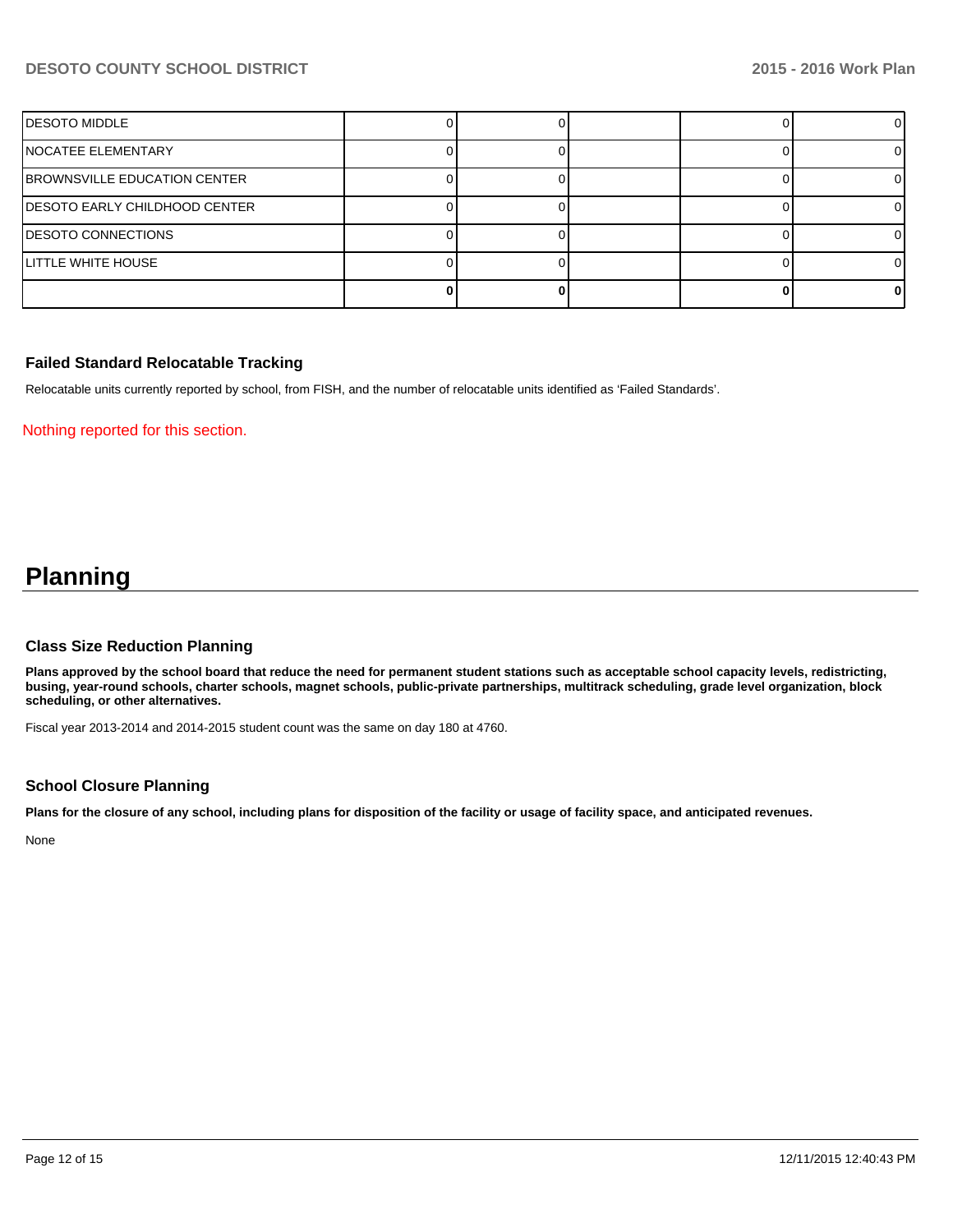| | | | | | |
|---|---|---|---|---|---|
| DESOTO MIDDLE | 0 | 0 | | 0 | 0 |
| NOCATEE ELEMENTARY | 0 | 0 | | 0 | 0 |
| BROWNSVILLE EDUCATION CENTER | 0 | 0 | | 0 | 0 |
| DESOTO EARLY CHILDHOOD CENTER | 0 | 0 | | 0 | 0 |
| DESOTO CONNECTIONS | 0 | 0 | | 0 | 0 |
| LITTLE WHITE HOUSE | 0 | 0 | | 0 | 0 |
| | **0** | **0** | | **0** | **0** |

### Failed Standard Relocatable Tracking

Relocatable units currently reported by school, from FISH, and the number of relocatable units identified as 'Failed Standards'.

Nothing reported for this section.

# Planning

### Class Size Reduction Planning

**Plans approved by the school board that reduce the need for permanent student stations such as acceptable school capacity levels, redistricting, busing, year-round schools, charter schools, magnet schools, public-private partnerships, multitrack scheduling, grade level organization, block scheduling, or other alternatives.**

Fiscal year 2013-2014 and 2014-2015 student count was the same on day 180 at 4760.

### School Closure Planning

**Plans for the closure of any school, including plans for disposition of the facility or usage of facility space, and anticipated revenues.**

None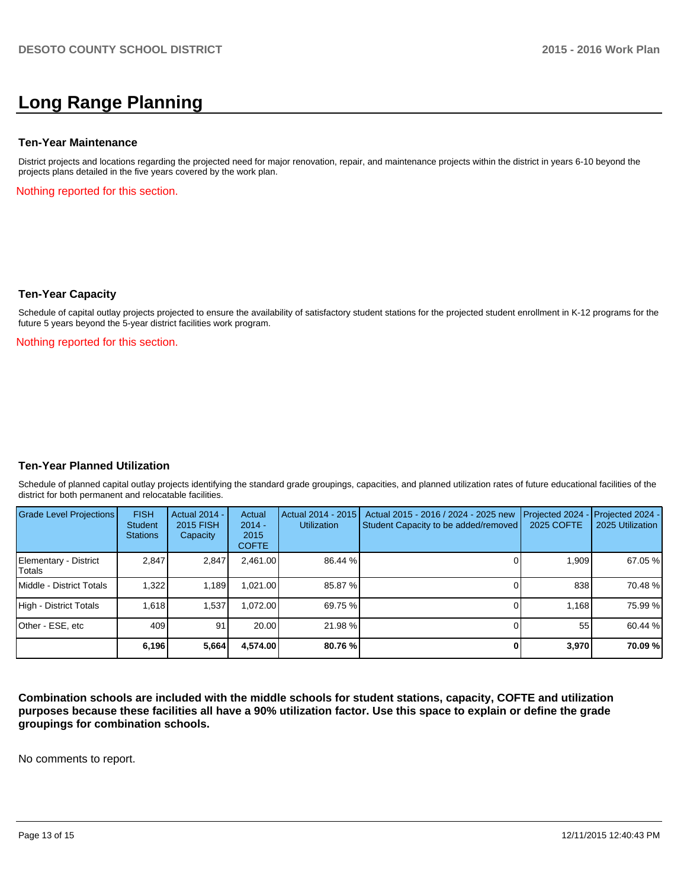# Long Range Planning

### Ten-Year Maintenance

District projects and locations regarding the projected need for major renovation, repair, and maintenance projects within the district in years 6-10 beyond the projects plans detailed in the five years covered by the work plan.

Nothing reported for this section.

### Ten-Year Capacity

Schedule of capital outlay projects projected to ensure the availability of satisfactory student stations for the projected student enrollment in K-12 programs for the future 5 years beyond the 5-year district facilities work program.

Nothing reported for this section.

### Ten-Year Planned Utilization

Schedule of planned capital outlay projects identifying the standard grade groupings, capacities, and planned utilization rates of future educational facilities of the district for both permanent and relocatable facilities.

| Grade Level Projections | FISH Student Stations | Actual 2014 - 2015 FISH Capacity | Actual 2014 - 2015 COFTE | Actual 2014 - 2015 Utilization | Actual 2015 - 2016 / 2024 - 2025 new Student Capacity to be added/removed | Projected 2024 - 2025 COFTE | Projected 2024 - 2025 Utilization |
|---|---|---|---|---|---|---|---|
| Elementary - District Totals | 2,847 | 2,847 | 2,461.00 | 86.44 % | 0 | 1,909 | 67.05 % |
| Middle - District Totals | 1,322 | 1,189 | 1,021.00 | 85.87 % | 0 | 838 | 70.48 % |
| High - District Totals | 1,618 | 1,537 | 1,072.00 | 69.75 % | 0 | 1,168 | 75.99 % |
| Other - ESE, etc | 409 | 91 | 20.00 | 21.98 % | 0 | 55 | 60.44 % |
| | **6,196** | **5,664** | **4,574.00** | **80.76 %** | **0** | **3,970** | **70.09 %** |

**Combination schools are included with the middle schools for student stations, capacity, COFTE and utilization purposes because these facilities all have a 90% utilization factor. Use this space to explain or define the grade groupings for combination schools.**

No comments to report.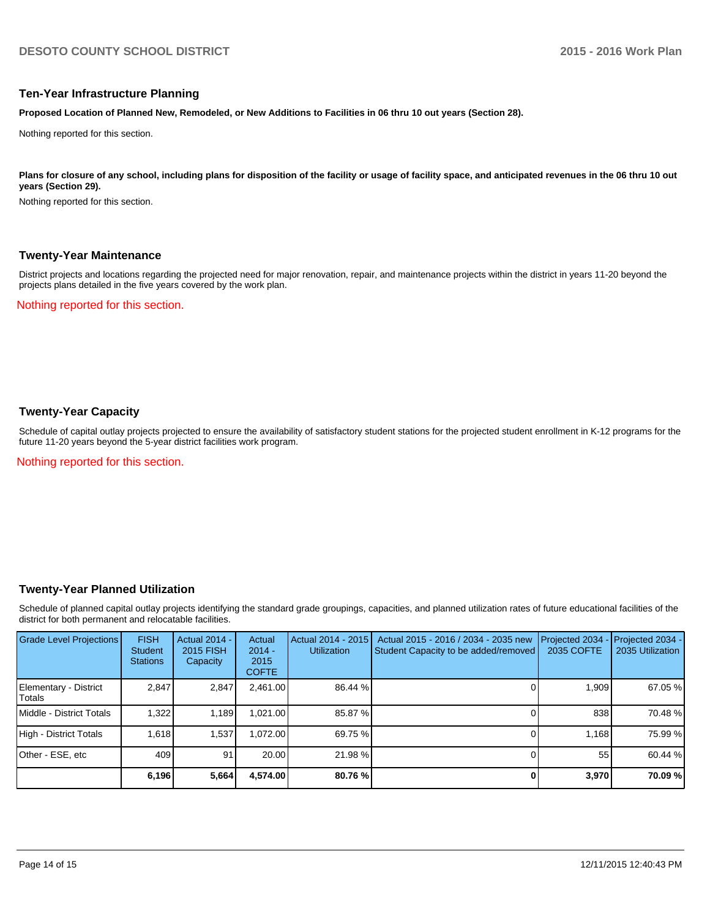## Ten-Year Infrastructure Planning

**Proposed Location of Planned New, Remodeled, or New Additions to Facilities in 06 thru 10 out years (Section 28).**

Nothing reported for this section.

**Plans for closure of any school, including plans for disposition of the facility or usage of facility space, and anticipated revenues in the 06 thru 10 out years (Section 29).**

Nothing reported for this section.

## Twenty-Year Maintenance

District projects and locations regarding the projected need for major renovation, repair, and maintenance projects within the district in years 11-20 beyond the projects plans detailed in the five years covered by the work plan.

Nothing reported for this section.

## Twenty-Year Capacity

Schedule of capital outlay projects projected to ensure the availability of satisfactory student stations for the projected student enrollment in K-12 programs for the future 11-20 years beyond the 5-year district facilities work program.

Nothing reported for this section.

## Twenty-Year Planned Utilization

Schedule of planned capital outlay projects identifying the standard grade groupings, capacities, and planned utilization rates of future educational facilities of the district for both permanent and relocatable facilities.

| Grade Level Projections | FISH Student Stations | Actual 2014 - 2015 FISH Capacity | Actual 2014 - 2015 COFTE | Actual 2014 - 2015 Utilization | Actual 2015 - 2016 / 2034 - 2035 new Student Capacity to be added/removed | Projected 2034 - 2035 COFTE | Projected 2034 - 2035 Utilization |
|---|---|---|---|---|---|---|---|
| Elementary - District Totals | 2,847 | 2,847 | 2,461.00 | 86.44 % | 0 | 1,909 | 67.05 % |
| Middle - District Totals | 1,322 | 1,189 | 1,021.00 | 85.87 % | 0 | 838 | 70.48 % |
| High - District Totals | 1,618 | 1,537 | 1,072.00 | 69.75 % | 0 | 1,168 | 75.99 % |
| Other - ESE, etc | 409 | 91 | 20.00 | 21.98 % | 0 | 55 | 60.44 % |
| | **6,196** | **5,664** | **4,574.00** | **80.76 %** | **0** | **3,970** | **70.09 %** |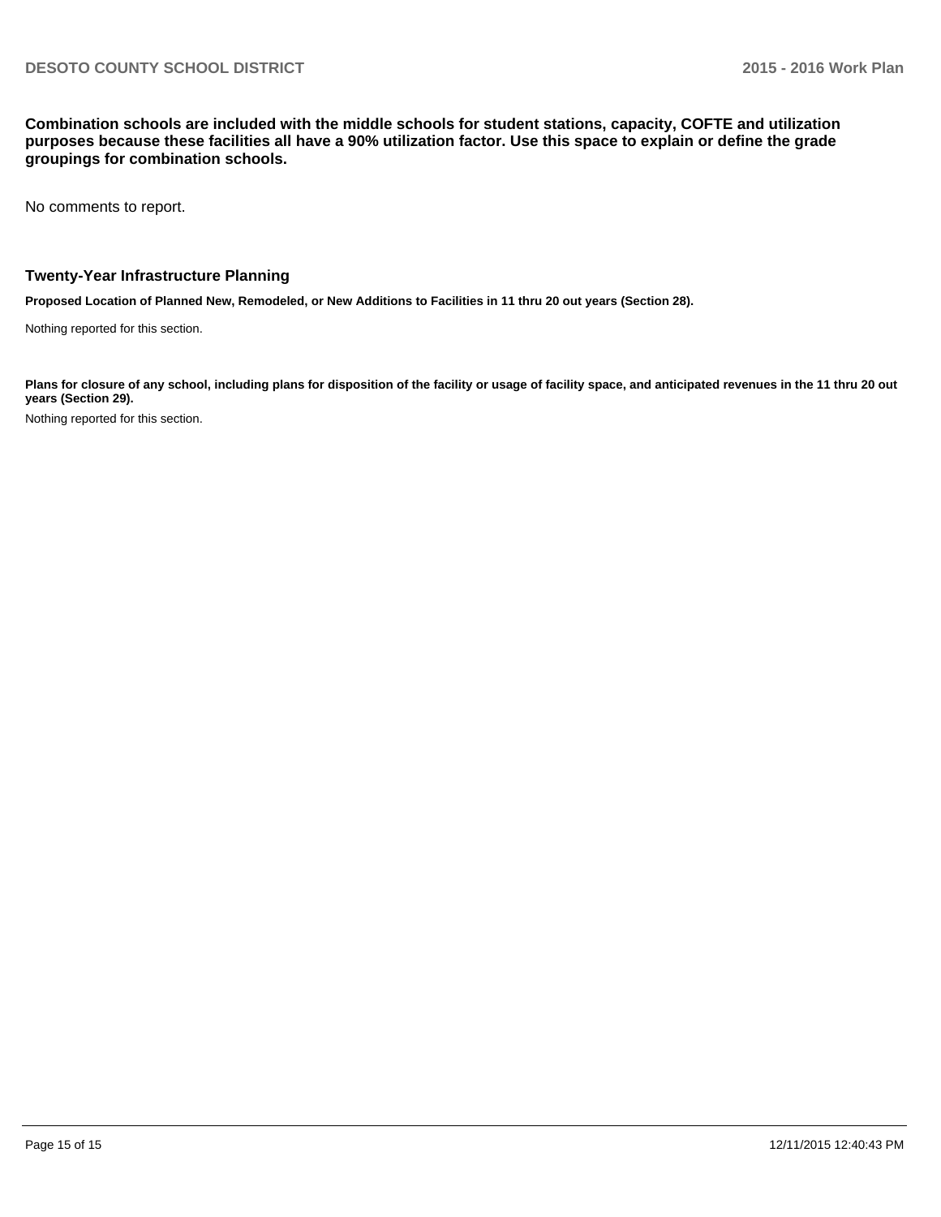**Combination schools are included with the middle schools for student stations, capacity, COFTE and utilization purposes because these facilities all have a 90% utilization factor. Use this space to explain or define the grade groupings for combination schools.**

No comments to report.

## Twenty-Year Infrastructure Planning

**Proposed Location of Planned New, Remodeled, or New Additions to Facilities in 11 thru 20 out years (Section 28).**

Nothing reported for this section.

**Plans for closure of any school, including plans for disposition of the facility or usage of facility space, and anticipated revenues in the 11 thru 20 out years (Section 29).**

Nothing reported for this section.